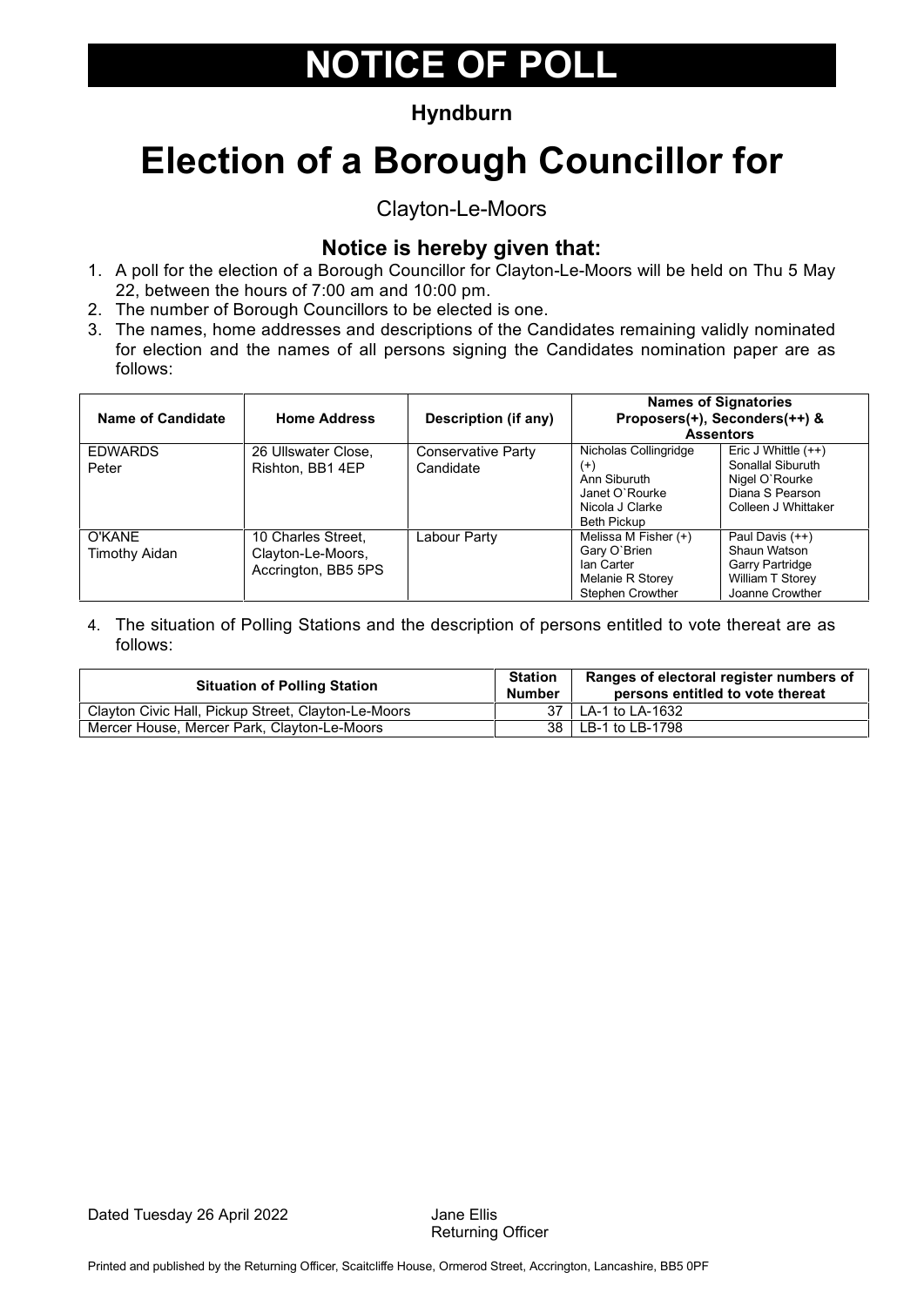# NOTICE OF POLL

**Hyndburn**

# Election of a Borough Councillor for

Clayton-Le-Moors

## Notice is hereby given that:

1. A poll for the election of a Borough Councillor for Clayton-Le-Moors will be held on Thu 5 May 22, between the hours of 7:00 am and 10:00 pm.
2. The number of Borough Councillors to be elected is one.
3. The names, home addresses and descriptions of the Candidates remaining validly nominated for election and the names of all persons signing the Candidates nomination paper are as follows:

| Name of Candidate | Home Address | Description (if any) | Names of Signatories Proposers(+), Seconders(++) & Assentors | |
|---|---|---|---|---|
| EDWARDS<br>Peter | 26 Ullswater Close, Rishton, BB1 4EP | Conservative Party Candidate | Nicholas Collingridge (+)<br>Ann Siburuth<br>Janet O`Rourke<br>Nicola J Clarke<br>Beth Pickup | Eric J Whittle (++)<br>Sonallal Siburuth<br>Nigel O`Rourke<br>Diana S Pearson<br>Colleen J Whittaker |
| O'KANE<br>Timothy Aidan | 10 Charles Street, Clayton-Le-Moors, Accrington, BB5 5PS | Labour Party | Melissa M Fisher (+)<br>Gary O`Brien<br>Ian Carter<br>Melanie R Storey<br>Stephen Crowther | Paul Davis (++)<br>Shaun Watson<br>Garry Partridge<br>William T Storey<br>Joanne Crowther |

4. The situation of Polling Stations and the description of persons entitled to vote thereat are as follows:

| Situation of Polling Station | Station Number | Ranges of electoral register numbers of persons entitled to vote thereat |
|---|---|---|
| Clayton Civic Hall, Pickup Street, Clayton-Le-Moors | 37 | LA-1 to LA-1632 |
| Mercer House, Mercer Park, Clayton-Le-Moors | 38 | LB-1 to LB-1798 |

Dated Tuesday 26 April 2022

Jane Ellis
Returning Officer

Printed and published by the Returning Officer, Scaitcliffe House, Ormerod Street, Accrington, Lancashire, BB5 0PF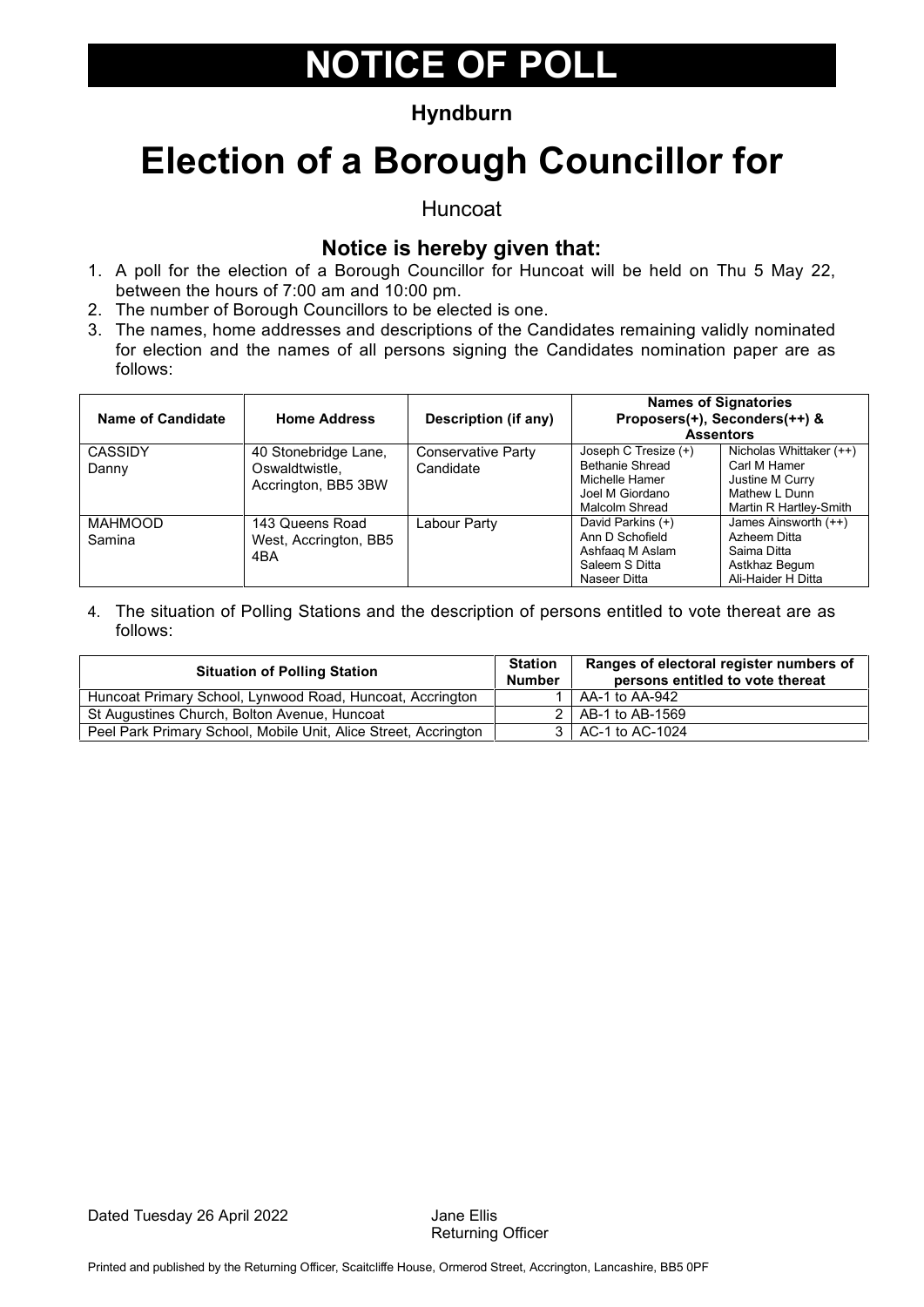# NOTICE OF POLL

**Hyndburn**

# Election of a Borough Councillor for

Huncoat

### Notice is hereby given that:

1. A poll for the election of a Borough Councillor for Huncoat will be held on Thu 5 May 22, between the hours of 7:00 am and 10:00 pm.
2. The number of Borough Councillors to be elected is one.
3. The names, home addresses and descriptions of the Candidates remaining validly nominated for election and the names of all persons signing the Candidates nomination paper are as follows:

| Name of Candidate | Home Address | Description (if any) | Names of Signatories Proposers(+), Seconders(++) & Assentors | |
|---|---|---|---|---|
| CASSIDY Danny | 40 Stonebridge Lane, Oswaldtwistle, Accrington, BB5 3BW | Conservative Party Candidate | Joseph C Tresize (+)<br>Bethanie Shread<br>Michelle Hamer<br>Joel M Giordano<br>Malcolm Shread | Nicholas Whittaker (++)<br>Carl M Hamer<br>Justine M Curry<br>Mathew L Dunn<br>Martin R Hartley-Smith |
| MAHMOOD Samina | 143 Queens Road West, Accrington, BB5 4BA | Labour Party | David Parkins (+)<br>Ann D Schofield<br>Ashfaaq M Aslam<br>Saleem S Ditta<br>Naseer Ditta | James Ainsworth (++)<br>Azheem Ditta<br>Saima Ditta<br>Astkhaz Begum<br>Ali-Haider H Ditta |

4. The situation of Polling Stations and the description of persons entitled to vote thereat are as follows:

| Situation of Polling Station | Station Number | Ranges of electoral register numbers of persons entitled to vote thereat |
|---|---|---|
| Huncoat Primary School, Lynwood Road, Huncoat, Accrington | 1 | AA-1 to AA-942 |
| St Augustines Church, Bolton Avenue, Huncoat | 2 | AB-1 to AB-1569 |
| Peel Park Primary School, Mobile Unit, Alice Street, Accrington | 3 | AC-1 to AC-1024 |

Dated Tuesday 26 April 2022

Jane Ellis
Returning Officer

Printed and published by the Returning Officer, Scaitcliffe House, Ormerod Street, Accrington, Lancashire, BB5 0PF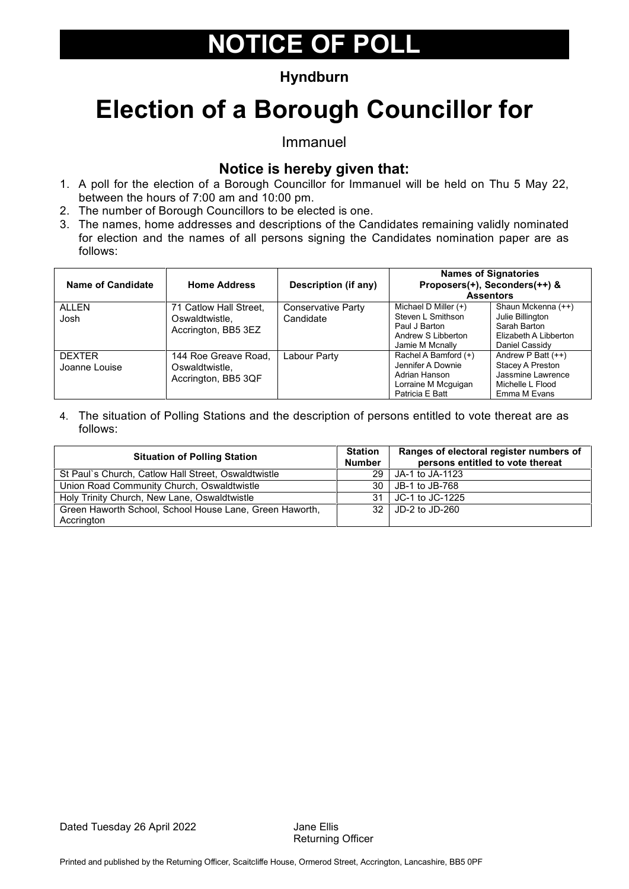# NOTICE OF POLL

**Hyndburn**

# Election of a Borough Councillor for

Immanuel

### Notice is hereby given that:

1. A poll for the election of a Borough Councillor for Immanuel will be held on Thu 5 May 22, between the hours of 7:00 am and 10:00 pm.
2. The number of Borough Councillors to be elected is one.
3. The names, home addresses and descriptions of the Candidates remaining validly nominated for election and the names of all persons signing the Candidates nomination paper are as follows:

| Name of Candidate | Home Address | Description (if any) | Names of Signatories Proposers(+), Seconders(++) & Assentors | |
|---|---|---|---|---|
| ALLEN Josh | 71 Catlow Hall Street, Oswaldtwistle, Accrington, BB5 3EZ | Conservative Party Candidate | Michael D Miller (+)<br>Steven L Smithson<br>Paul J Barton<br>Andrew S Libberton<br>Jamie M Mcnally | Shaun Mckenna (++)<br>Julie Billington<br>Sarah Barton<br>Elizabeth A Libberton<br>Daniel Cassidy |
| DEXTER Joanne Louise | 144 Roe Greave Road, Oswaldtwistle, Accrington, BB5 3QF | Labour Party | Rachel A Bamford (+)<br>Jennifer A Downie<br>Adrian Hanson<br>Lorraine M Mcguigan<br>Patricia E Batt | Andrew P Batt (++)<br>Stacey A Preston<br>Jassmine Lawrence<br>Michelle L Flood<br>Emma M Evans |

4. The situation of Polling Stations and the description of persons entitled to vote thereat are as follows:

| Situation of Polling Station | Station Number | Ranges of electoral register numbers of persons entitled to vote thereat |
|---|---|---|
| St Paul`s Church, Catlow Hall Street, Oswaldtwistle | 29 | JA-1 to JA-1123 |
| Union Road Community Church, Oswaldtwistle | 30 | JB-1 to JB-768 |
| Holy Trinity Church, New Lane, Oswaldtwistle | 31 | JC-1 to JC-1225 |
| Green Haworth School, School House Lane, Green Haworth, Accrington | 32 | JD-2 to JD-260 |

Dated Tuesday 26 April 2022

Jane Ellis
Returning Officer

Printed and published by the Returning Officer, Scaitcliffe House, Ormerod Street, Accrington, Lancashire, BB5 0PF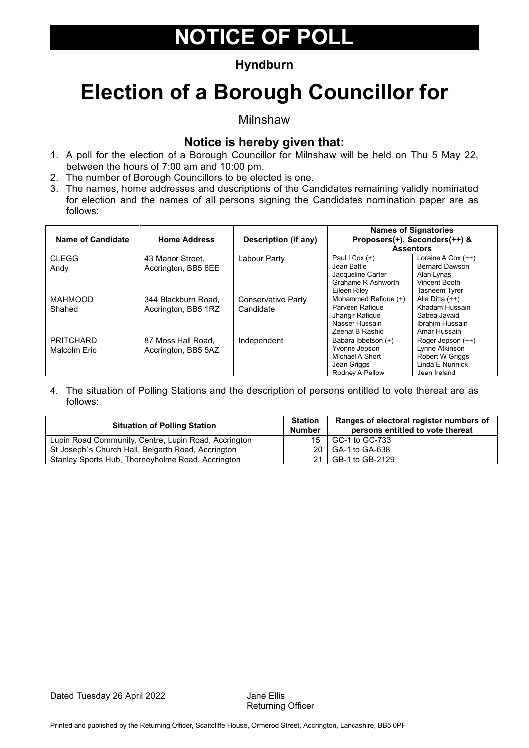# NOTICE OF POLL

**Hyndburn**

# Election of a Borough Councillor for

Milnshaw

## Notice is hereby given that:

1. A poll for the election of a Borough Councillor for Milnshaw will be held on Thu 5 May 22, between the hours of 7:00 am and 10:00 pm.
2. The number of Borough Councillors to be elected is one.
3. The names, home addresses and descriptions of the Candidates remaining validly nominated for election and the names of all persons signing the Candidates nomination paper are as follows:

| Name of Candidate | Home Address | Description (if any) | Names of Signatories Proposers(+), Seconders(++) & Assentors | |
|---|---|---|---|---|
| CLEGG<br>Andy | 43 Manor Street,<br>Accrington, BB5 6EE | Labour Party | Paul I Cox (+)<br>Jean Battle<br>Jacqueline Carter<br>Grahame R Ashworth<br>Eileen Riley | Loraine A Cox (++)<br>Bernard Dawson<br>Alan Lynas<br>Vincent Booth<br>Tasneem Tyrer |
| MAHMOOD<br>Shahed | 344 Blackburn Road,<br>Accrington, BB5 1RZ | Conservative Party Candidate | Mohammed Rafique (+)<br>Parveen Rafique<br>Jhangir Rafique<br>Nasser Hussain<br>Zeenat B Rashid | Alla Ditta (++)<br>Khadam Hussain<br>Sabea Javaid<br>Ibrahim Hussain<br>Amar Hussain |
| PRITCHARD<br>Malcolm Eric | 87 Moss Hall Road,<br>Accrington, BB5 5AZ | Independent | Babara Ibbetson (+)<br>Yvonne Jepson<br>Michael A Short<br>Jean Griggs<br>Rodney A Pellow | Roger Jepson (++)<br>Lynne Atkinson<br>Robert W Griggs<br>Linda E Nunnick<br>Jean Ireland |

4. The situation of Polling Stations and the description of persons entitled to vote thereat are as follows:

| Situation of Polling Station | Station Number | Ranges of electoral register numbers of persons entitled to vote thereat |
|---|---|---|
| Lupin Road Community, Centre, Lupin Road, Accrington | 15 | GC-1 to GC-733 |
| St Joseph`s Church Hall, Belgarth Road, Accrington | 20 | GA-1 to GA-638 |
| Stanley Sports Hub, Thorneyholme Road, Accrington | 21 | GB-1 to GB-2129 |

Dated Tuesday 26 April 2022

Jane Ellis
Returning Officer

Printed and published by the Returning Officer, Scaitcliffe House, Ormerod Street, Accrington, Lancashire, BB5 0PF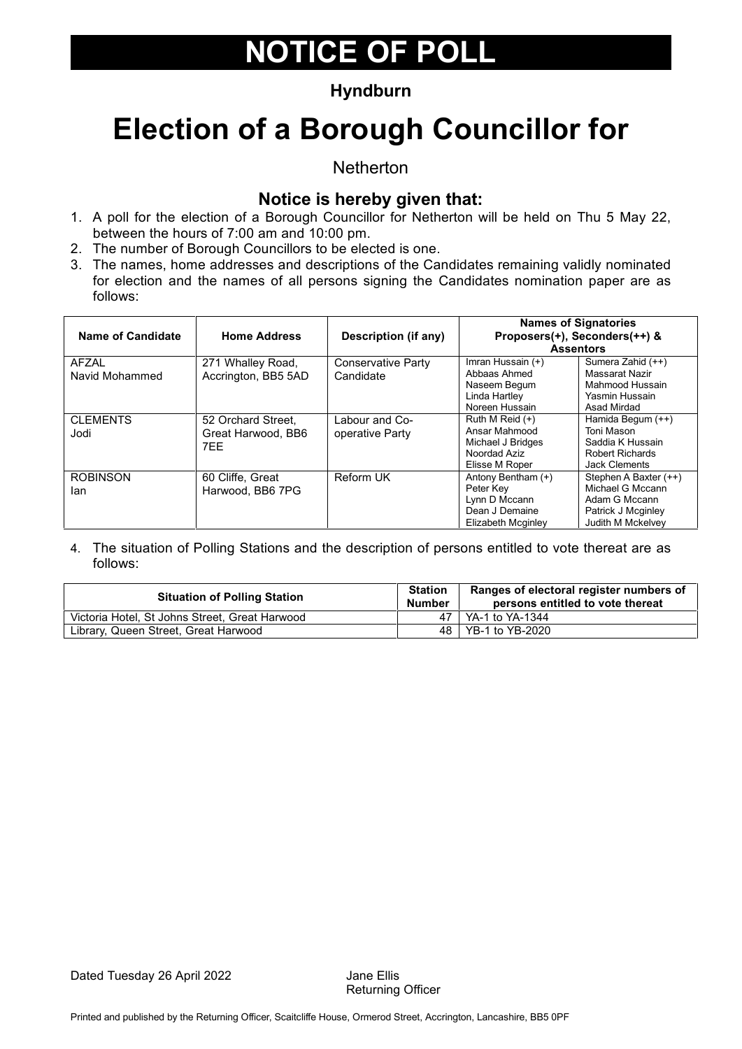# NOTICE OF POLL

**Hyndburn**

# Election of a Borough Councillor for

Netherton

## Notice is hereby given that:

1. A poll for the election of a Borough Councillor for Netherton will be held on Thu 5 May 22, between the hours of 7:00 am and 10:00 pm.
2. The number of Borough Councillors to be elected is one.
3. The names, home addresses and descriptions of the Candidates remaining validly nominated for election and the names of all persons signing the Candidates nomination paper are as follows:

| Name of Candidate | Home Address | Description (if any) | Names of Signatories Proposers(+), Seconders(++) & Assentors | |
|---|---|---|---|---|
| AFZAL Navid Mohammed | 271 Whalley Road, Accrington, BB5 5AD | Conservative Party Candidate | Imran Hussain (+)<br>Abbaas Ahmed<br>Naseem Begum<br>Linda Hartley<br>Noreen Hussain | Sumera Zahid (++)<br>Massarat Nazir<br>Mahmood Hussain<br>Yasmin Hussain<br>Asad Mirdad |
| CLEMENTS Jodi | 52 Orchard Street, Great Harwood, BB6 7EE | Labour and Co-operative Party | Ruth M Reid (+)<br>Ansar Mahmood<br>Michael J Bridges<br>Noordad Aziz<br>Elisse M Roper | Hamida Begum (++)<br>Toni Mason<br>Saddia K Hussain<br>Robert Richards<br>Jack Clements |
| ROBINSON Ian | 60 Cliffe, Great Harwood, BB6 7PG | Reform UK | Antony Bentham (+)<br>Peter Key<br>Lynn D Mccann<br>Dean J Demaine<br>Elizabeth Mcginley | Stephen A Baxter (++)<br>Michael G Mccann<br>Adam G Mccann<br>Patrick J Mcginley<br>Judith M Mckelvey |

4. The situation of Polling Stations and the description of persons entitled to vote thereat are as follows:

| Situation of Polling Station | Station Number | Ranges of electoral register numbers of persons entitled to vote thereat |
|---|---|---|
| Victoria Hotel, St Johns Street, Great Harwood | 47 | YA-1 to YA-1344 |
| Library, Queen Street, Great Harwood | 48 | YB-1 to YB-2020 |

Dated Tuesday 26 April 2022

Jane Ellis
Returning Officer

Printed and published by the Returning Officer, Scaitcliffe House, Ormerod Street, Accrington, Lancashire, BB5 0PF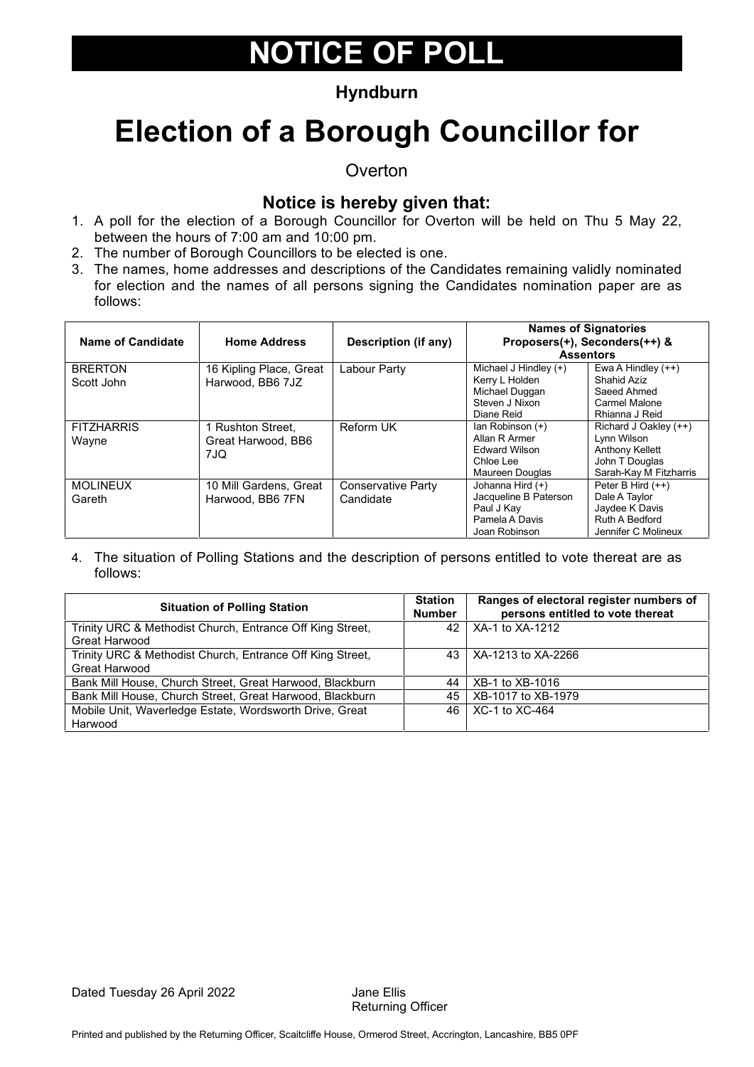# NOTICE OF POLL

**Hyndburn**

# Election of a Borough Councillor for

Overton

## Notice is hereby given that:

1. A poll for the election of a Borough Councillor for Overton will be held on Thu 5 May 22, between the hours of 7:00 am and 10:00 pm.
2. The number of Borough Councillors to be elected is one.
3. The names, home addresses and descriptions of the Candidates remaining validly nominated for election and the names of all persons signing the Candidates nomination paper are as follows:

| Name of Candidate | Home Address | Description (if any) | Names of Signatories Proposers(+), Seconders(++) & Assentors | |
|---|---|---|---|---|
| BRERTON Scott John | 16 Kipling Place, Great Harwood, BB6 7JZ | Labour Party | Michael J Hindley (+)<br>Kerry L Holden<br>Michael Duggan<br>Steven J Nixon<br>Diane Reid | Ewa A Hindley (++)<br>Shahid Aziz<br>Saeed Ahmed<br>Carmel Malone<br>Rhianna J Reid |
| FITZHARRIS Wayne | 1 Rushton Street, Great Harwood, BB6 7JQ | Reform UK | Ian Robinson (+)<br>Allan R Armer<br>Edward Wilson<br>Chloe Lee<br>Maureen Douglas | Richard J Oakley (++)<br>Lynn Wilson<br>Anthony Kellett<br>John T Douglas<br>Sarah-Kay M Fitzharris |
| MOLINEUX Gareth | 10 Mill Gardens, Great Harwood, BB6 7FN | Conservative Party Candidate | Johanna Hird (+)<br>Jacqueline B Paterson<br>Paul J Kay<br>Pamela A Davis<br>Joan Robinson | Peter B Hird (++)<br>Dale A Taylor<br>Jaydee K Davis<br>Ruth A Bedford<br>Jennifer C Molineux |

4. The situation of Polling Stations and the description of persons entitled to vote thereat are as follows:

| Situation of Polling Station | Station Number | Ranges of electoral register numbers of persons entitled to vote thereat |
|---|---|---|
| Trinity URC & Methodist Church, Entrance Off King Street, Great Harwood | 42 | XA-1 to XA-1212 |
| Trinity URC & Methodist Church, Entrance Off King Street, Great Harwood | 43 | XA-1213 to XA-2266 |
| Bank Mill House, Church Street, Great Harwood, Blackburn | 44 | XB-1 to XB-1016 |
| Bank Mill House, Church Street, Great Harwood, Blackburn | 45 | XB-1017 to XB-1979 |
| Mobile Unit, Waverledge Estate, Wordsworth Drive, Great Harwood | 46 | XC-1 to XC-464 |

Dated Tuesday 26 April 2022

Jane Ellis
Returning Officer

Printed and published by the Returning Officer, Scaitcliffe House, Ormerod Street, Accrington, Lancashire, BB5 0PF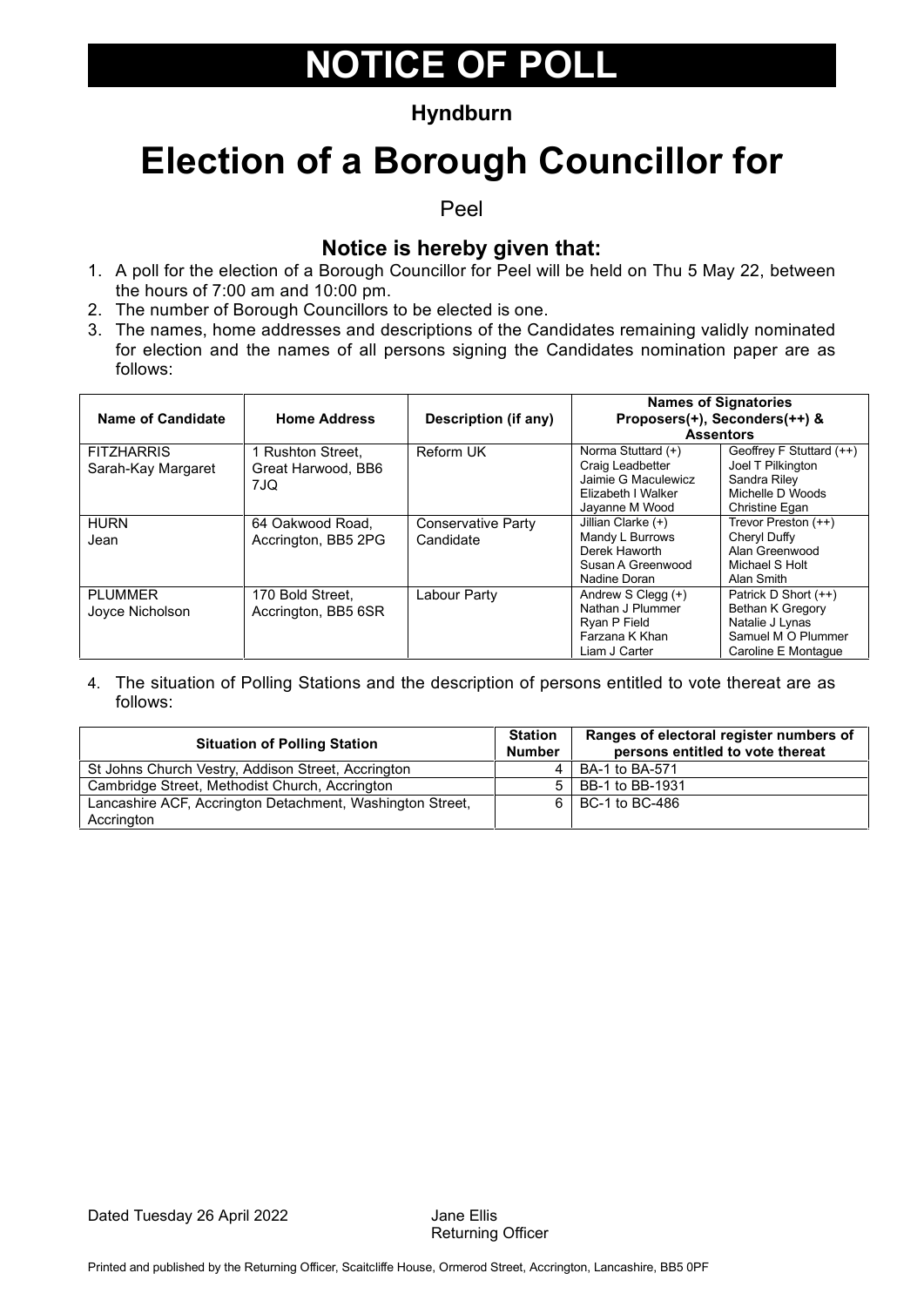# NOTICE OF POLL

**Hyndburn**

# Election of a Borough Councillor for

Peel

## Notice is hereby given that:

1. A poll for the election of a Borough Councillor for Peel will be held on Thu 5 May 22, between the hours of 7:00 am and 10:00 pm.
2. The number of Borough Councillors to be elected is one.
3. The names, home addresses and descriptions of the Candidates remaining validly nominated for election and the names of all persons signing the Candidates nomination paper are as follows:

| Name of Candidate | Home Address | Description (if any) | Names of Signatories Proposers(+), Seconders(++) & Assentors | |
|---|---|---|---|---|
| FITZHARRIS Sarah-Kay Margaret | 1 Rushton Street, Great Harwood, BB6 7JQ | Reform UK | Norma Stuttard (+)<br>Craig Leadbetter<br>Jaimie G Maculewicz<br>Elizabeth I Walker<br>Jayanne M Wood | Geoffrey F Stuttard (++)<br>Joel T Pilkington<br>Sandra Riley<br>Michelle D Woods<br>Christine Egan |
| HURN Jean | 64 Oakwood Road, Accrington, BB5 2PG | Conservative Party Candidate | Jillian Clarke (+)<br>Mandy L Burrows<br>Derek Haworth<br>Susan A Greenwood<br>Nadine Doran | Trevor Preston (++)<br>Cheryl Duffy<br>Alan Greenwood<br>Michael S Holt<br>Alan Smith |
| PLUMMER Joyce Nicholson | 170 Bold Street, Accrington, BB5 6SR | Labour Party | Andrew S Clegg (+)<br>Nathan J Plummer<br>Ryan P Field<br>Farzana K Khan<br>Liam J Carter | Patrick D Short (++)<br>Bethan K Gregory<br>Natalie J Lynas<br>Samuel M O Plummer<br>Caroline E Montague |

4. The situation of Polling Stations and the description of persons entitled to vote thereat are as follows:

| Situation of Polling Station | Station Number | Ranges of electoral register numbers of persons entitled to vote thereat |
|---|---|---|
| St Johns Church Vestry, Addison Street, Accrington | 4 | BA-1 to BA-571 |
| Cambridge Street, Methodist Church, Accrington | 5 | BB-1 to BB-1931 |
| Lancashire ACF, Accrington Detachment, Washington Street, Accrington | 6 | BC-1 to BC-486 |

Dated Tuesday 26 April 2022

Jane Ellis
Returning Officer

Printed and published by the Returning Officer, Scaitcliffe House, Ormerod Street, Accrington, Lancashire, BB5 0PF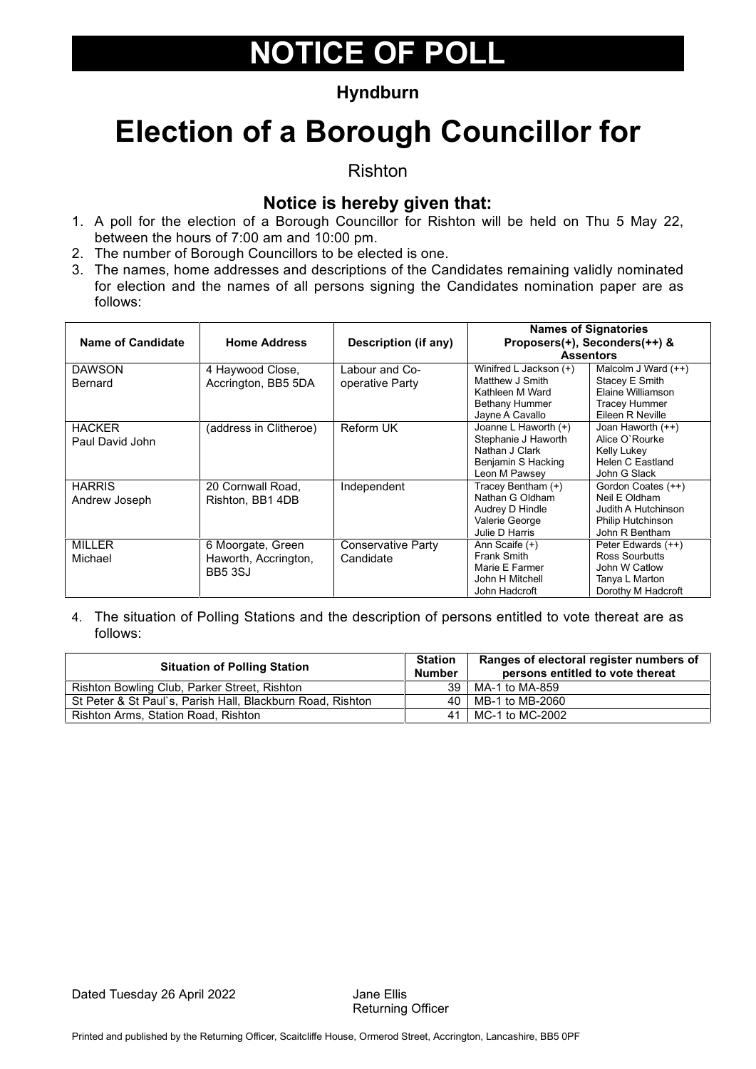# NOTICE OF POLL

**Hyndburn**

# Election of a Borough Councillor for

Rishton

## Notice is hereby given that:

1. A poll for the election of a Borough Councillor for Rishton will be held on Thu 5 May 22, between the hours of 7:00 am and 10:00 pm.
2. The number of Borough Councillors to be elected is one.
3. The names, home addresses and descriptions of the Candidates remaining validly nominated for election and the names of all persons signing the Candidates nomination paper are as follows:

| Name of Candidate | Home Address | Description (if any) | Names of Signatories Proposers(+), Seconders(++) & Assentors | |
|---|---|---|---|---|
| DAWSON Bernard | 4 Haywood Close, Accrington, BB5 5DA | Labour and Co-operative Party | Winifred L Jackson (+)<br>Matthew J Smith<br>Kathleen M Ward<br>Bethany Hummer<br>Jayne A Cavallo | Malcolm J Ward (++)<br>Stacey E Smith<br>Elaine Williamson<br>Tracey Hummer<br>Eileen R Neville |
| HACKER Paul David John | (address in Clitheroe) | Reform UK | Joanne L Haworth (+)<br>Stephanie J Haworth<br>Nathan J Clark<br>Benjamin S Hacking<br>Leon M Pawsey | Joan Haworth (++)<br>Alice O`Rourke<br>Kelly Lukey<br>Helen C Eastland<br>John G Slack |
| HARRIS Andrew Joseph | 20 Cornwall Road, Rishton, BB1 4DB | Independent | Tracey Bentham (+)<br>Nathan G Oldham<br>Audrey D Hindle<br>Valerie George<br>Julie D Harris | Gordon Coates (++)<br>Neil E Oldham<br>Judith A Hutchinson<br>Philip Hutchinson<br>John R Bentham |
| MILLER Michael | 6 Moorgate, Green Haworth, Accrington, BB5 3SJ | Conservative Party Candidate | Ann Scaife (+)<br>Frank Smith<br>Marie E Farmer<br>John H Mitchell<br>John Hadcroft | Peter Edwards (++)<br>Ross Sourbutts<br>John W Catlow<br>Tanya L Marton<br>Dorothy M Hadcroft |

4. The situation of Polling Stations and the description of persons entitled to vote thereat are as follows:

| Situation of Polling Station | Station Number | Ranges of electoral register numbers of persons entitled to vote thereat |
|---|---|---|
| Rishton Bowling Club, Parker Street, Rishton | 39 | MA-1 to MA-859 |
| St Peter & St Paul`s, Parish Hall, Blackburn Road, Rishton | 40 | MB-1 to MB-2060 |
| Rishton Arms, Station Road, Rishton | 41 | MC-1 to MC-2002 |

Dated Tuesday 26 April 2022

Jane Ellis
Returning Officer

Printed and published by the Returning Officer, Scaitcliffe House, Ormerod Street, Accrington, Lancashire, BB5 0PF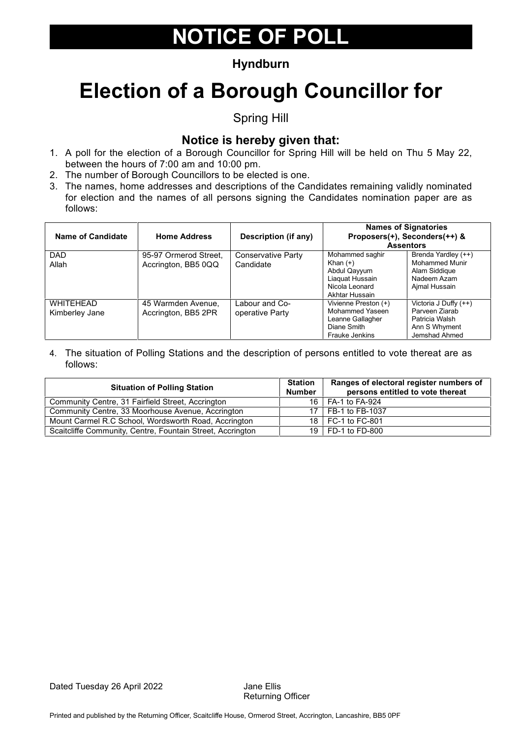# NOTICE OF POLL

**Hyndburn**

# Election of a Borough Councillor for

Spring Hill

### Notice is hereby given that:

1. A poll for the election of a Borough Councillor for Spring Hill will be held on Thu 5 May 22, between the hours of 7:00 am and 10:00 pm.
2. The number of Borough Councillors to be elected is one.
3. The names, home addresses and descriptions of the Candidates remaining validly nominated for election and the names of all persons signing the Candidates nomination paper are as follows:

| Name of Candidate | Home Address | Description (if any) | Names of Signatories Proposers(+), Seconders(++) & Assentors | |
|---|---|---|---|---|
| DAD<br>Allah | 95-97 Ormerod Street, Accrington, BB5 0QQ | Conservative Party Candidate | Mohammed saghir Khan (+)<br>Abdul Qayyum<br>Liaquat Hussain<br>Nicola Leonard<br>Akhtar Hussain | Brenda Yardley (++)<br>Mohammed Munir<br>Alam Siddique<br>Nadeem Azam<br>Ajmal Hussain |
| WHITEHEAD<br>Kimberley Jane | 45 Warmden Avenue, Accrington, BB5 2PR | Labour and Co-operative Party | Vivienne Preston (+)<br>Mohammed Yaseen<br>Leanne Gallagher<br>Diane Smith<br>Frauke Jenkins | Victoria J Duffy (++)<br>Parveen Ziarab<br>Patricia Walsh<br>Ann S Whyment<br>Jemshad Ahmed |

4. The situation of Polling Stations and the description of persons entitled to vote thereat are as follows:

| Situation of Polling Station | Station Number | Ranges of electoral register numbers of persons entitled to vote thereat |
|---|---|---|
| Community Centre, 31 Fairfield Street, Accrington | 16 | FA-1 to FA-924 |
| Community Centre, 33 Moorhouse Avenue, Accrington | 17 | FB-1 to FB-1037 |
| Mount Carmel R.C School, Wordsworth Road, Accrington | 18 | FC-1 to FC-801 |
| Scaitcliffe Community, Centre, Fountain Street, Accrington | 19 | FD-1 to FD-800 |

Dated Tuesday 26 April 2022

Jane Ellis
Returning Officer

Printed and published by the Returning Officer, Scaitcliffe House, Ormerod Street, Accrington, Lancashire, BB5 0PF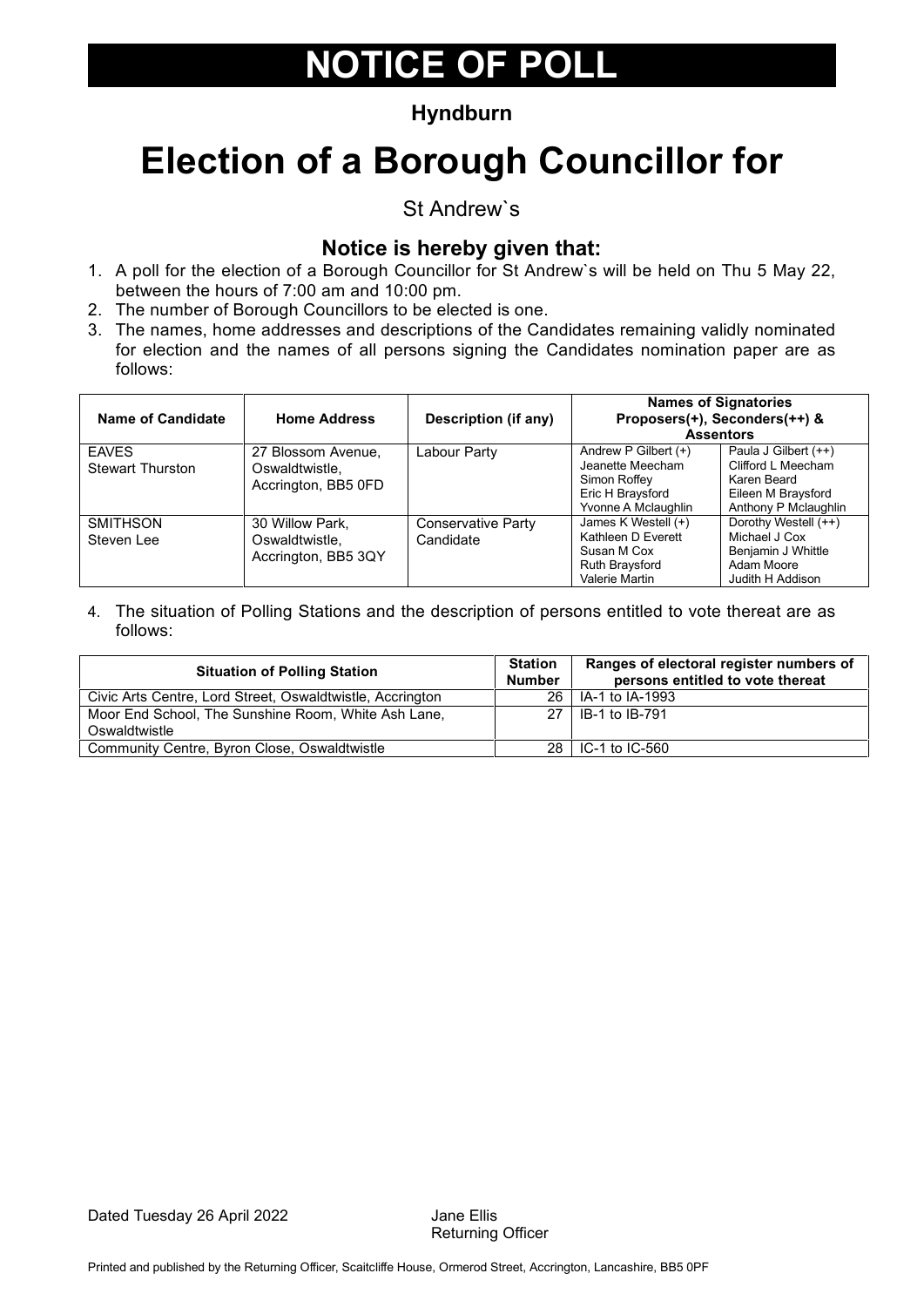# NOTICE OF POLL

**Hyndburn**

# Election of a Borough Councillor for

St Andrew`s

## Notice is hereby given that:

1. A poll for the election of a Borough Councillor for St Andrew`s will be held on Thu 5 May 22, between the hours of 7:00 am and 10:00 pm.
2. The number of Borough Councillors to be elected is one.
3. The names, home addresses and descriptions of the Candidates remaining validly nominated for election and the names of all persons signing the Candidates nomination paper are as follows:

| Name of Candidate | Home Address | Description (if any) | Names of Signatories Proposers(+), Seconders(++) & Assentors | |
|---|---|---|---|---|
| EAVES Stewart Thurston | 27 Blossom Avenue, Oswaldtwistle, Accrington, BB5 0FD | Labour Party | Andrew P Gilbert (+)<br>Jeanette Meecham<br>Simon Roffey<br>Eric H Braysford<br>Yvonne A Mclaughlin | Paula J Gilbert (++)<br>Clifford L Meecham<br>Karen Beard<br>Eileen M Braysford<br>Anthony P Mclaughlin |
| SMITHSON Steven Lee | 30 Willow Park, Oswaldtwistle, Accrington, BB5 3QY | Conservative Party Candidate | James K Westell (+)<br>Kathleen D Everett<br>Susan M Cox<br>Ruth Braysford<br>Valerie Martin | Dorothy Westell (++)<br>Michael J Cox<br>Benjamin J Whittle<br>Adam Moore<br>Judith H Addison |

4. The situation of Polling Stations and the description of persons entitled to vote thereat are as follows:

| Situation of Polling Station | Station Number | Ranges of electoral register numbers of persons entitled to vote thereat |
|---|---|---|
| Civic Arts Centre, Lord Street, Oswaldtwistle, Accrington | 26 | IA-1 to IA-1993 |
| Moor End School, The Sunshine Room, White Ash Lane, Oswaldtwistle | 27 | IB-1 to IB-791 |
| Community Centre, Byron Close, Oswaldtwistle | 28 | IC-1 to IC-560 |

Dated Tuesday 26 April 2022

Jane Ellis
Returning Officer

Printed and published by the Returning Officer, Scaitcliffe House, Ormerod Street, Accrington, Lancashire, BB5 0PF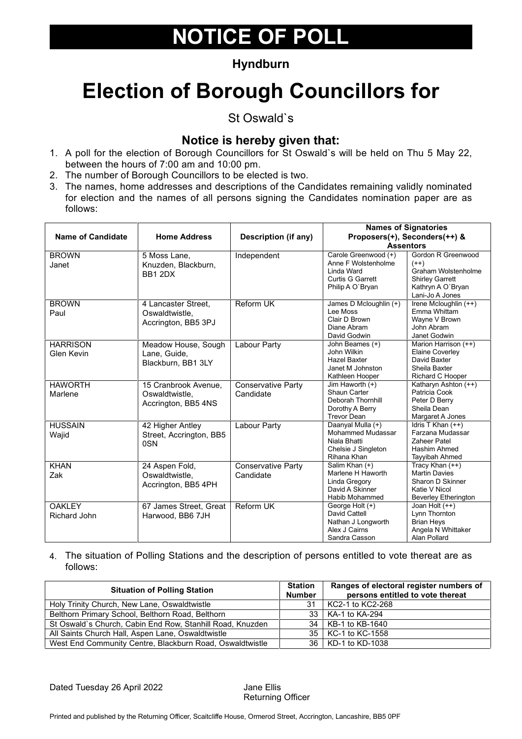# NOTICE OF POLL

**Hyndburn**

# Election of Borough Councillors for

St Oswald`s

## Notice is hereby given that:

1. A poll for the election of Borough Councillors for St Oswald`s will be held on Thu 5 May 22, between the hours of 7:00 am and 10:00 pm.
2. The number of Borough Councillors to be elected is two.
3. The names, home addresses and descriptions of the Candidates remaining validly nominated for election and the names of all persons signing the Candidates nomination paper are as follows:

| Name of Candidate | Home Address | Description (if any) | Names of Signatories Proposers(+), Seconders(++) & Assentors | |
|---|---|---|---|---|
| BROWN Janet | 5 Moss Lane, Knuzden, Blackburn, BB1 2DX | Independent | Carole Greenwood (+)<br>Anne F Wolstenholme<br>Linda Ward<br>Curtis G Garrett<br>Philip A O`Bryan | Gordon R Greenwood (++)<br>Graham Wolstenholme<br>Shirley Garrett<br>Kathryn A O`Bryan<br>Lani-Jo A Jones |
| BROWN Paul | 4 Lancaster Street, Oswaldtwistle, Accrington, BB5 3PJ | Reform UK | James D Mcloughlin (+)<br>Lee Moss<br>Clair D Brown<br>Diane Abram<br>David Godwin | Irene Mcloughlin (++)<br>Emma Whittam<br>Wayne V Brown<br>John Abram<br>Janet Godwin |
| HARRISON Glen Kevin | Meadow House, Sough Lane, Guide, Blackburn, BB1 3LY | Labour Party | John Beames (+)<br>John Wilkin<br>Hazel Baxter<br>Janet M Johnston<br>Kathleen Hooper | Marion Harrison (++)<br>Elaine Coverley<br>David Baxter<br>Sheila Baxter<br>Richard C Hooper |
| HAWORTH Marlene | 15 Cranbrook Avenue, Oswaldtwistle, Accrington, BB5 4NS | Conservative Party Candidate | Jim Haworth (+)<br>Shaun Carter<br>Deborah Thornhill<br>Dorothy A Berry<br>Trevor Dean | Katharyn Ashton (++)<br>Patricia Cook<br>Peter D Berry<br>Sheila Dean<br>Margaret A Jones |
| HUSSAIN Wajid | 42 Higher Antley Street, Accrington, BB5 0SN | Labour Party | Daanyal Mulla (+)<br>Mohammed Mudassar<br>Niala Bhatti<br>Chelsie J Singleton<br>Rihana Khan | Idris T Khan (++)<br>Farzana Mudassar<br>Zaheer Patel<br>Hashim Ahmed<br>Tayyibah Ahmed |
| KHAN Zak | 24 Aspen Fold, Oswaldtwistle, Accrington, BB5 4PH | Conservative Party Candidate | Salim Khan (+)<br>Marlene H Haworth<br>Linda Gregory<br>David A Skinner<br>Habib Mohammed | Tracy Khan (++)<br>Martin Davies<br>Sharon D Skinner<br>Katie V Nicol<br>Beverley Etherington |
| OAKLEY Richard John | 67 James Street, Great Harwood, BB6 7JH | Reform UK | George Holt (+)<br>David Cattell<br>Nathan J Longworth<br>Alex J Cairns<br>Sandra Casson | Joan Holt (++)<br>Lynn Thornton<br>Brian Heys<br>Angela N Whittaker<br>Alan Pollard |

4. The situation of Polling Stations and the description of persons entitled to vote thereat are as follows:

| Situation of Polling Station | Station Number | Ranges of electoral register numbers of persons entitled to vote thereat |
|---|---|---|
| Holy Trinity Church, New Lane, Oswaldtwistle | 31 | KC2-1 to KC2-268 |
| Belthorn Primary School, Belthorn Road, Belthorn | 33 | KA-1 to KA-294 |
| St Oswald`s Church, Cabin End Row, Stanhill Road, Knuzden | 34 | KB-1 to KB-1640 |
| All Saints Church Hall, Aspen Lane, Oswaldtwistle | 35 | KC-1 to KC-1558 |
| West End Community Centre, Blackburn Road, Oswaldtwistle | 36 | KD-1 to KD-1038 |

Dated Tuesday 26 April 2022

Jane Ellis
Returning Officer

Printed and published by the Returning Officer, Scaitcliffe House, Ormerod Street, Accrington, Lancashire, BB5 0PF